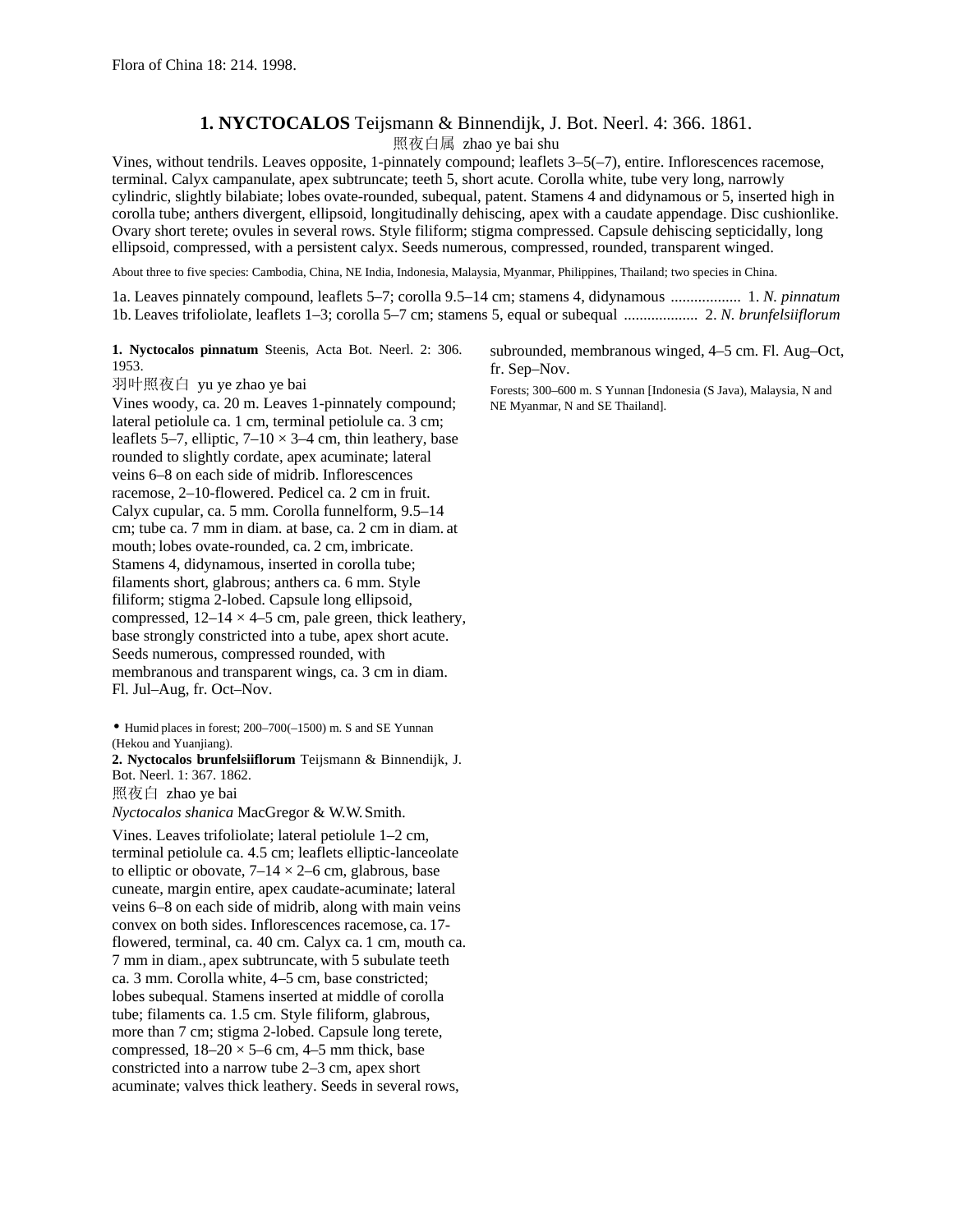Flora of China 18: 214. 1998.

## 1. NYCTOCALOS Teijsmann & Binnendijk, J. Bot. Neerl. 4: 366. 1861.

照夜白属 zhao ye bai shu

Vines, without tendrils. Leaves opposite, 1-pinnately compound; leaflets 3–5(–7), entire. Inflorescences racemose, terminal. Calyx campanulate, apex subtruncate; teeth 5, short acute. Corolla white, tube very long, narrowly cylindric, slightly bilabiate; lobes ovate-rounded, subequal, patent. Stamens 4 and didynamous or 5, inserted high in corolla tube; anthers divergent, ellipsoid, longitudinally dehiscing, apex with a caudate appendage. Disc cushionlike. Ovary short terete; ovules in several rows. Style filiform; stigma compressed. Capsule dehiscing septicidally, long ellipsoid, compressed, with a persistent calyx. Seeds numerous, compressed, rounded, transparent winged.

About three to five species: Cambodia, China, NE India, Indonesia, Malaysia, Myanmar, Philippines, Thailand; two species in China.

1a. Leaves pinnately compound, leaflets 5–7; corolla 9.5–14 cm; stamens 4, didynamous .................. 1. *N. pinnatum*
1b. Leaves trifoliolate, leaflets 1–3; corolla 5–7 cm; stamens 5, equal or subequal ................... 2. *N. brunfelsiiflorum*

**1. Nyctocalos pinnatum** Steenis, Acta Bot. Neerl. 2: 306. 1953.

羽叶照夜白 yu ye zhao ye bai

Vines woody, ca. 20 m. Leaves 1-pinnately compound; lateral petiolule ca. 1 cm, terminal petiolule ca. 3 cm; leaflets 5–7, elliptic, 7–10 × 3–4 cm, thin leathery, base rounded to slightly cordate, apex acuminate; lateral veins 6–8 on each side of midrib. Inflorescences racemose, 2–10-flowered. Pedicel ca. 2 cm in fruit. Calyx cupular, ca. 5 mm. Corolla funnelform, 9.5–14 cm; tube ca. 7 mm in diam. at base, ca. 2 cm in diam. at mouth; lobes ovate-rounded, ca. 2 cm, imbricate. Stamens 4, didynamous, inserted in corolla tube; filaments short, glabrous; anthers ca. 6 mm. Style filiform; stigma 2-lobed. Capsule long ellipsoid, compressed, 12–14 × 4–5 cm, pale green, thick leathery, base strongly constricted into a tube, apex short acute. Seeds numerous, compressed rounded, with membranous and transparent wings, ca. 3 cm in diam. Fl. Jul–Aug, fr. Oct–Nov.

• Humid places in forest; 200–700(–1500) m. S and SE Yunnan (Hekou and Yuanjiang).

**2. Nyctocalos brunfelsiiflorum** Teijsmann & Binnendijk, J. Bot. Neerl. 1: 367. 1862.

照夜白 zhao ye bai

*Nyctocalos shanica* MacGregor & W.W. Smith.

Vines. Leaves trifoliolate; lateral petiolule 1–2 cm, terminal petiolule ca. 4.5 cm; leaflets elliptic-lanceolate to elliptic or obovate, 7–14 × 2–6 cm, glabrous, base cuneate, margin entire, apex caudate-acuminate; lateral veins 6–8 on each side of midrib, along with main veins convex on both sides. Inflorescences racemose, ca. 17-flowered, terminal, ca. 40 cm. Calyx ca. 1 cm, mouth ca. 7 mm in diam., apex subtruncate, with 5 subulate teeth ca. 3 mm. Corolla white, 4–5 cm, base constricted; lobes subequal. Stamens inserted at middle of corolla tube; filaments ca. 1.5 cm. Style filiform, glabrous, more than 7 cm; stigma 2-lobed. Capsule long terete, compressed, 18–20 × 5–6 cm, 4–5 mm thick, base constricted into a narrow tube 2–3 cm, apex short acuminate; valves thick leathery. Seeds in several rows, subrounded, membranous winged, 4–5 cm. Fl. Aug–Oct, fr. Sep–Nov.

Forests; 300–600 m. S Yunnan [Indonesia (S Java), Malaysia, N and NE Myanmar, N and SE Thailand].